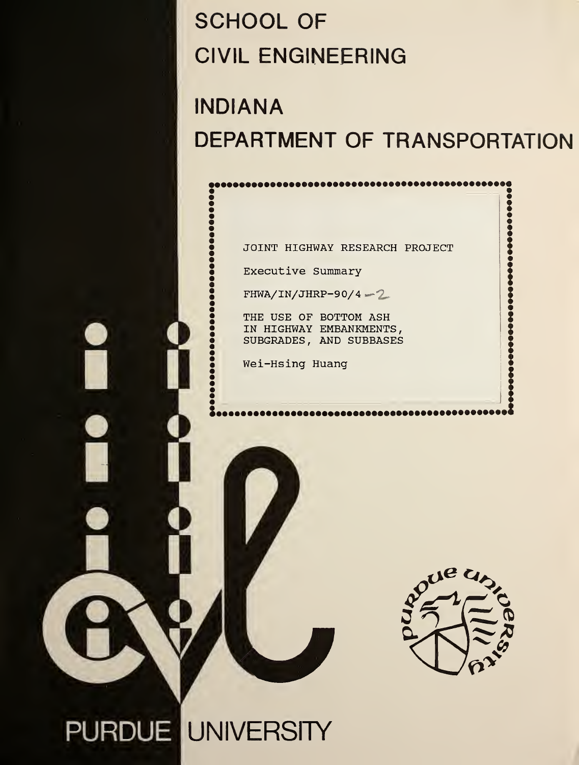# SCHOOL OF CIVIL ENGINEERING

# INDIANA DEPARTMENT OF TRANSPORTATION

JOINT HIGHWAY RESEARCH PROJECT

Executive Summary

FHWA/IN/JHRP-90/4-2

THE USE OF BOTTOM ASH IN HIGHWAY EMBANKMENTS, SUBGRADES, AND SUBBASES

Wei-Hsing Huang

PURDUE UNIVERSITY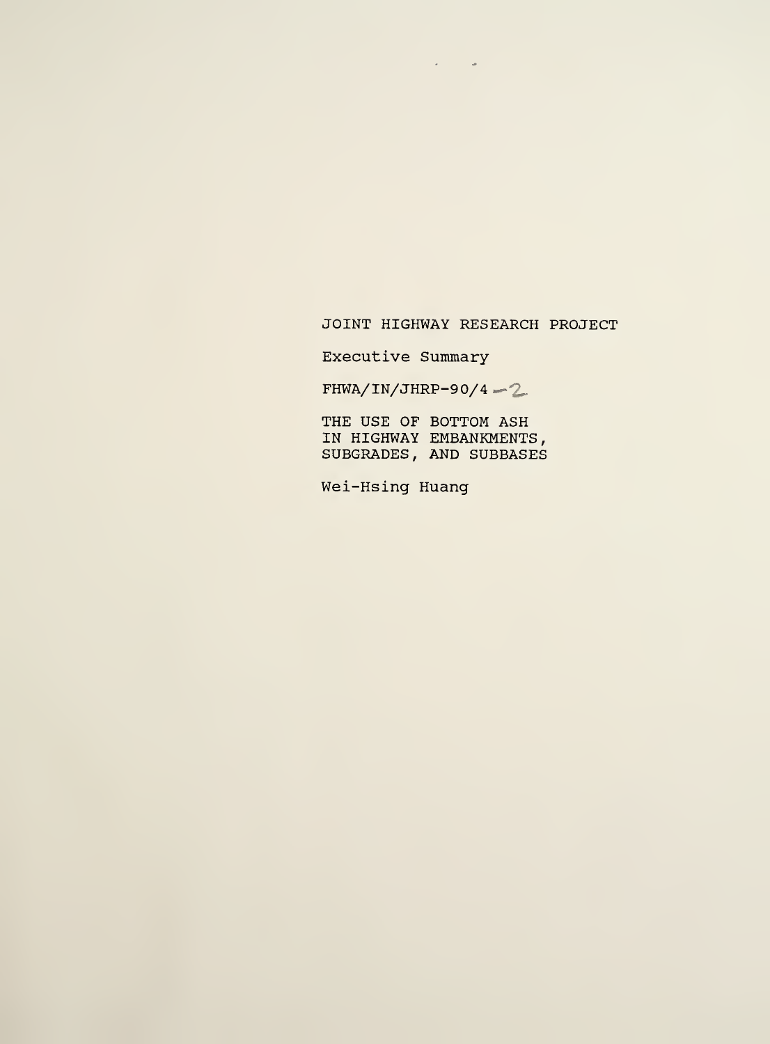JOINT HIGHWAY RESEARCH PROJECT

Executive Summary

FHWA/IN/JHRP-90/4 -2

THE USE OF BOTTOM ASH IN HIGHWAY EMBANKMENTS, SUBGRADES, AND SUBBASES

Wei-Hsing Huang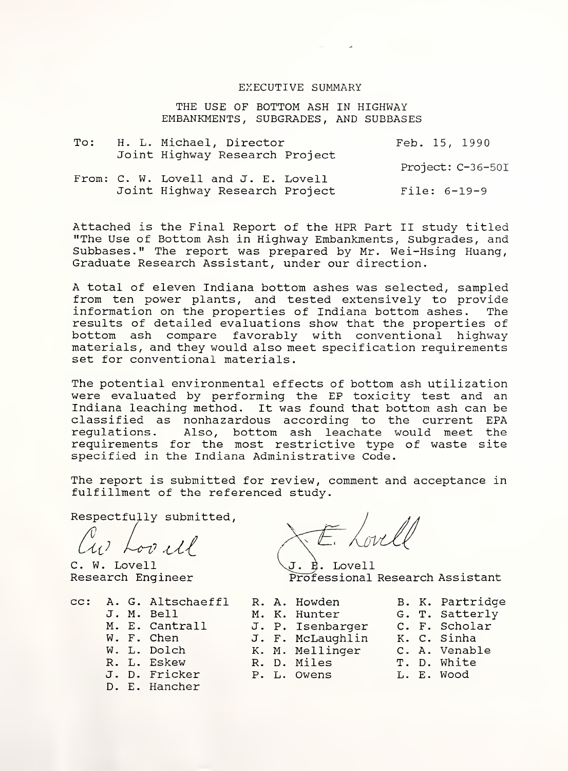# EXECUTIVE SUMMARY

## THE USE OF BOTTOM ASH IN HIGHWAY EMBANKMENTS, SUBGRADES, AND SUBBASES

To: H. L. Michael, Director
Joint Highway Research Project

Feb. 15, 1990

Project: C-36-50I

From: C. W. Lovell and J. E. Lovell
Joint Highway Research Project

File: 6-19-9

Attached is the Final Report of the HPR Part II study titled "The Use of Bottom Ash in Highway Embankments, Subgrades, and Subbases." The report was prepared by Mr. Wei-Hsing Huang, Graduate Research Assistant, under our direction.

A total of eleven Indiana bottom ashes was selected, sampled from ten power plants, and tested extensively to provide information on the properties of Indiana bottom ashes. The results of detailed evaluations show that the properties of bottom ash compare favorably with conventional highway materials, and they would also meet specification requirements set for conventional materials.

The potential environmental effects of bottom ash utilization were evaluated by performing the EP toxicity test and an Indiana leaching method. It was found that bottom ash can be classified as nonhazardous according to the current EPA regulations. Also, bottom ash leachate would meet the requirements for the most restrictive type of waste site specified in the Indiana Administrative Code.

The report is submitted for review, comment and acceptance in fulfillment of the referenced study.

Respectfully submitted,

C. W. Lovell
Research Engineer

J. E. Lovell
Professional Research Assistant

cc:

| | | |
|---|---|---|
| A. G. Altschaeffl | R. A. Howden | B. K. Partridge |
| J. M. Bell | M. K. Hunter | G. T. Satterly |
| M. E. Cantrall | J. P. Isenbarger | C. F. Scholar |
| W. F. Chen | J. F. McLaughlin | K. C. Sinha |
| W. L. Dolch | K. M. Mellinger | C. A. Venable |
| R. L. Eskew | R. D. Miles | T. D. White |
| J. D. Fricker | P. L. Owens | L. E. Wood |
| D. E. Hancher | | |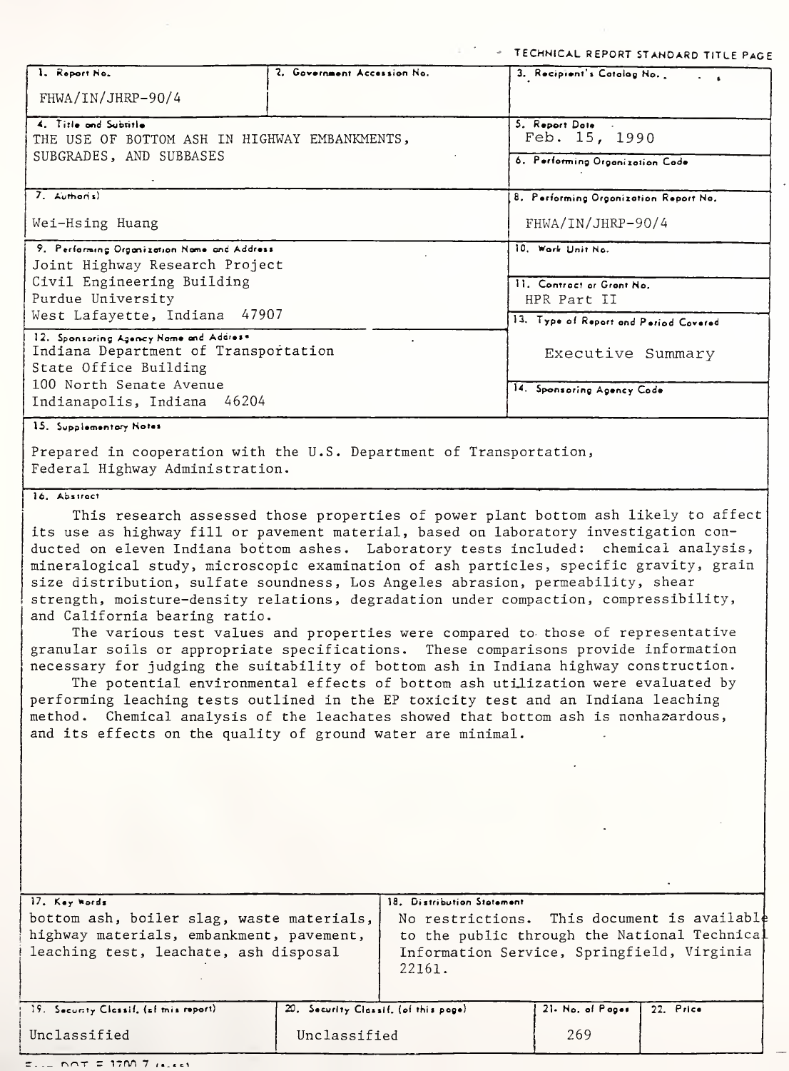TECHNICAL REPORT STANDARD TITLE PAGE

| 1. Report No. | 2. Government Accession No. | 3. Recipient's Catalog No. |
|---|---|---|
| FHWA/IN/JHRP-90/4 | | |
| 4. Title and Subtitle<br>THE USE OF BOTTOM ASH IN HIGHWAY EMBANKMENTS, SUBGRADES, AND SUBBASES | | 5. Report Date<br>Feb. 15, 1990 |
| | | 6. Performing Organization Code |
| 7. Author(s)<br>Wei-Hsing Huang | | 8. Performing Organization Report No.<br>FHWA/IN/JHRP-90/4 |
| 9. Performing Organization Name and Address<br>Joint Highway Research Project<br>Civil Engineering Building<br>Purdue University<br>West Lafayette, Indiana 47907 | | 10. Work Unit No. |
| | | 11. Contract or Grant No.<br>HPR Part II |
| 12. Sponsoring Agency Name and Address<br>Indiana Department of Transportation<br>State Office Building<br>100 North Senate Avenue<br>Indianapolis, Indiana 46204 | | 13. Type of Report and Period Covered<br>Executive Summary |
| | | 14. Sponsoring Agency Code |

15. Supplementary Notes

Prepared in cooperation with the U.S. Department of Transportation, Federal Highway Administration.

16. Abstract

This research assessed those properties of power plant bottom ash likely to affect its use as highway fill or pavement material, based on laboratory investigation conducted on eleven Indiana bottom ashes. Laboratory tests included: chemical analysis, mineralogical study, microscopic examination of ash particles, specific gravity, grain size distribution, sulfate soundness, Los Angeles abrasion, permeability, shear strength, moisture-density relations, degradation under compaction, compressibility, and California bearing ratio.

The various test values and properties were compared to those of representative granular soils or appropriate specifications. These comparisons provide information necessary for judging the suitability of bottom ash in Indiana highway construction.

The potential environmental effects of bottom ash utilization were evaluated by performing leaching tests outlined in the EP toxicity test and an Indiana leaching method. Chemical analysis of the leachates showed that bottom ash is nonhazardous, and its effects on the quality of ground water are minimal.

| 17. Key Words | 18. Distribution Statement |
|---|---|
| bottom ash, boiler slag, waste materials, highway materials, embankment, pavement, leaching test, leachate, ash disposal | No restrictions. This document is available to the public through the National Technical Information Service, Springfield, Virginia 22161. |

| 19. Security Classif. (of this report) | 20. Security Classif. (of this page) | 21. No. of Pages | 22. Price |
|---|---|---|---|
| Unclassified | Unclassified | 269 | |

Form DOT F 1700.7 (8-69)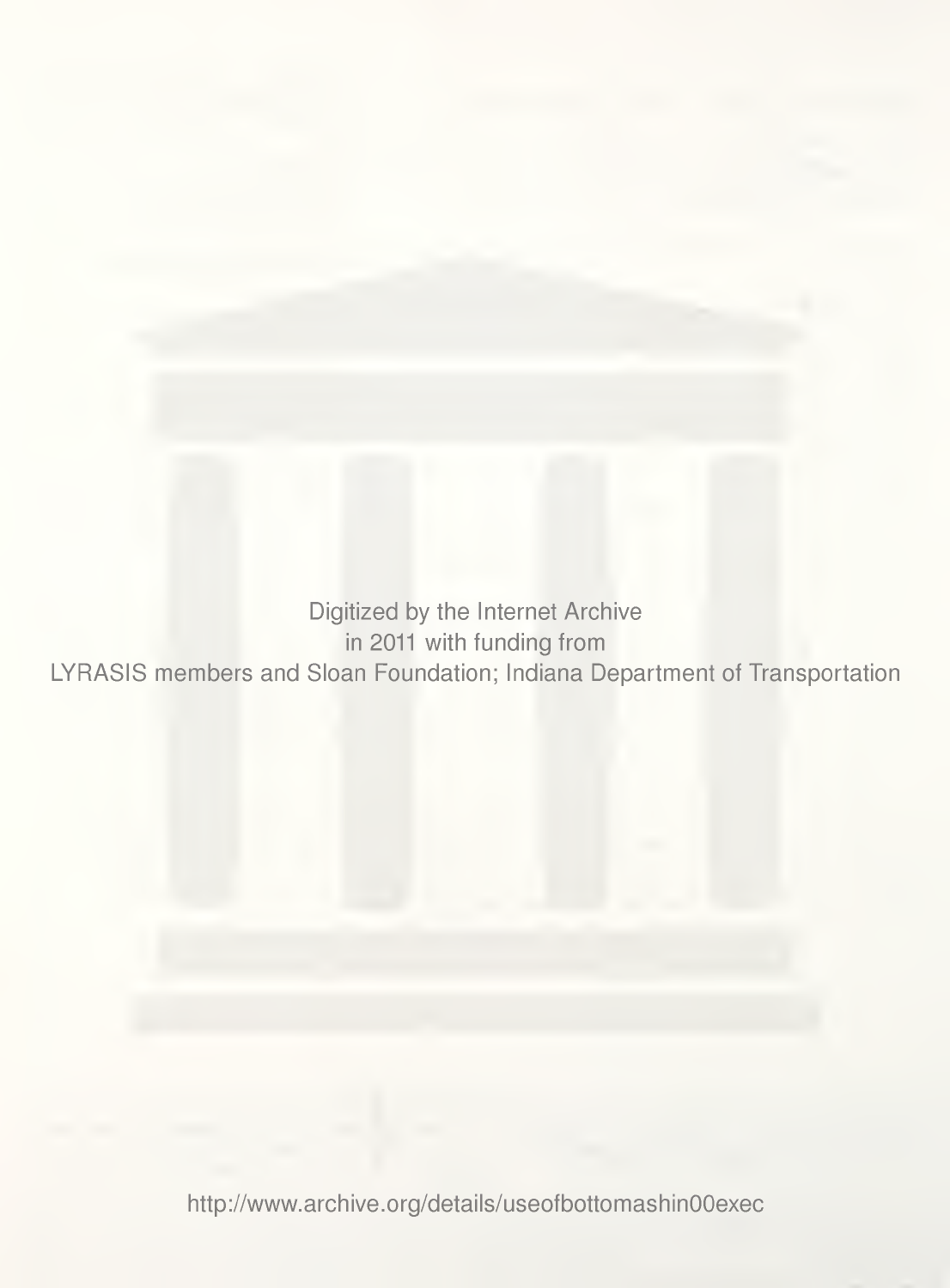Digitized by the Internet Archive
in 2011 with funding from
LYRASIS members and Sloan Foundation; Indiana Department of Transportation

http://www.archive.org/details/useofbottomashin00exec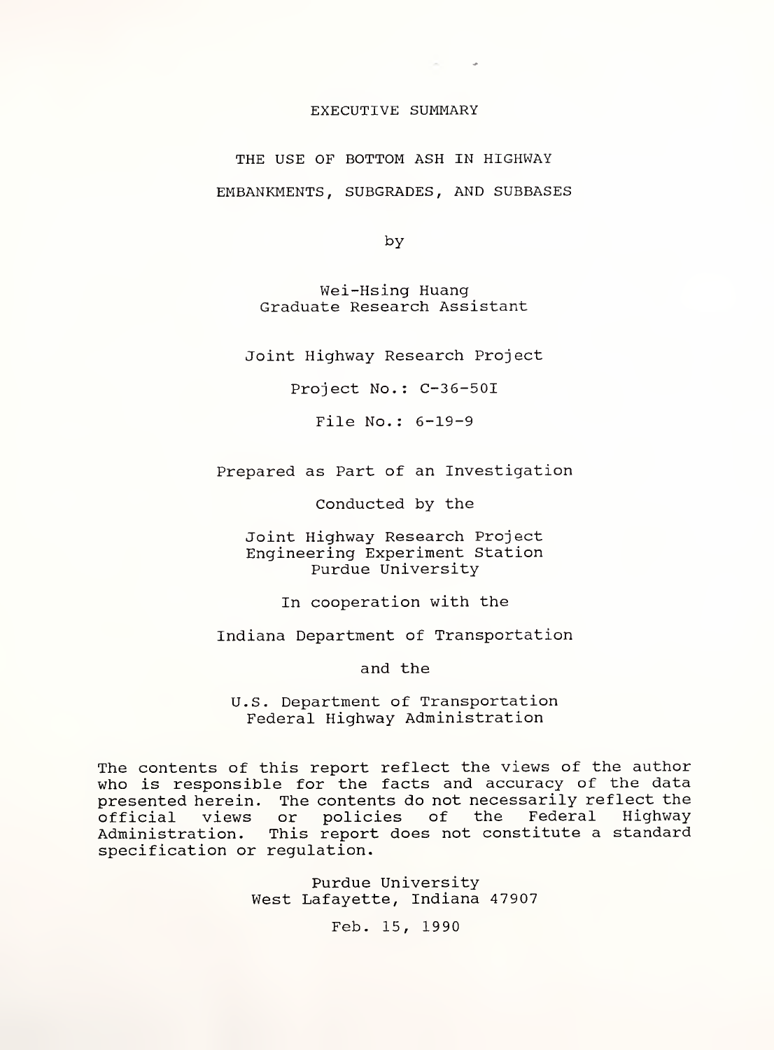EXECUTIVE SUMMARY

# THE USE OF BOTTOM ASH IN HIGHWAY EMBANKMENTS, SUBGRADES, AND SUBBASES

by

Wei-Hsing Huang
Graduate Research Assistant

Joint Highway Research Project

Project No.: C-36-50I

File No.: 6-19-9

Prepared as Part of an Investigation

Conducted by the

Joint Highway Research Project
Engineering Experiment Station
Purdue University

In cooperation with the

Indiana Department of Transportation

and the

U.S. Department of Transportation
Federal Highway Administration

The contents of this report reflect the views of the author who is responsible for the facts and accuracy of the data presented herein. The contents do not necessarily reflect the official views or policies of the Federal Highway Administration. This report does not constitute a standard specification or regulation.

Purdue University
West Lafayette, Indiana 47907

Feb. 15, 1990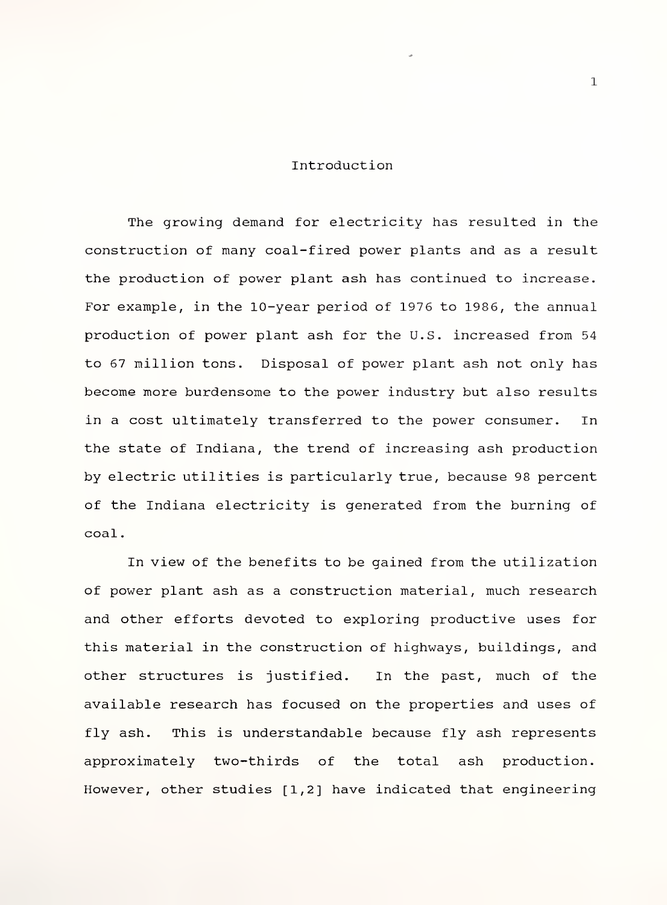# Introduction

The growing demand for electricity has resulted in the construction of many coal-fired power plants and as a result the production of power plant ash has continued to increase. For example, in the 10-year period of 1976 to 1986, the annual production of power plant ash for the U.S. increased from 54 to 67 million tons. Disposal of power plant ash not only has become more burdensome to the power industry but also results in a cost ultimately transferred to the power consumer. In the state of Indiana, the trend of increasing ash production by electric utilities is particularly true, because 98 percent of the Indiana electricity is generated from the burning of coal.

In view of the benefits to be gained from the utilization of power plant ash as a construction material, much research and other efforts devoted to exploring productive uses for this material in the construction of highways, buildings, and other structures is justified. In the past, much of the available research has focused on the properties and uses of fly ash. This is understandable because fly ash represents approximately two-thirds of the total ash production. However, other studies [1,2] have indicated that engineering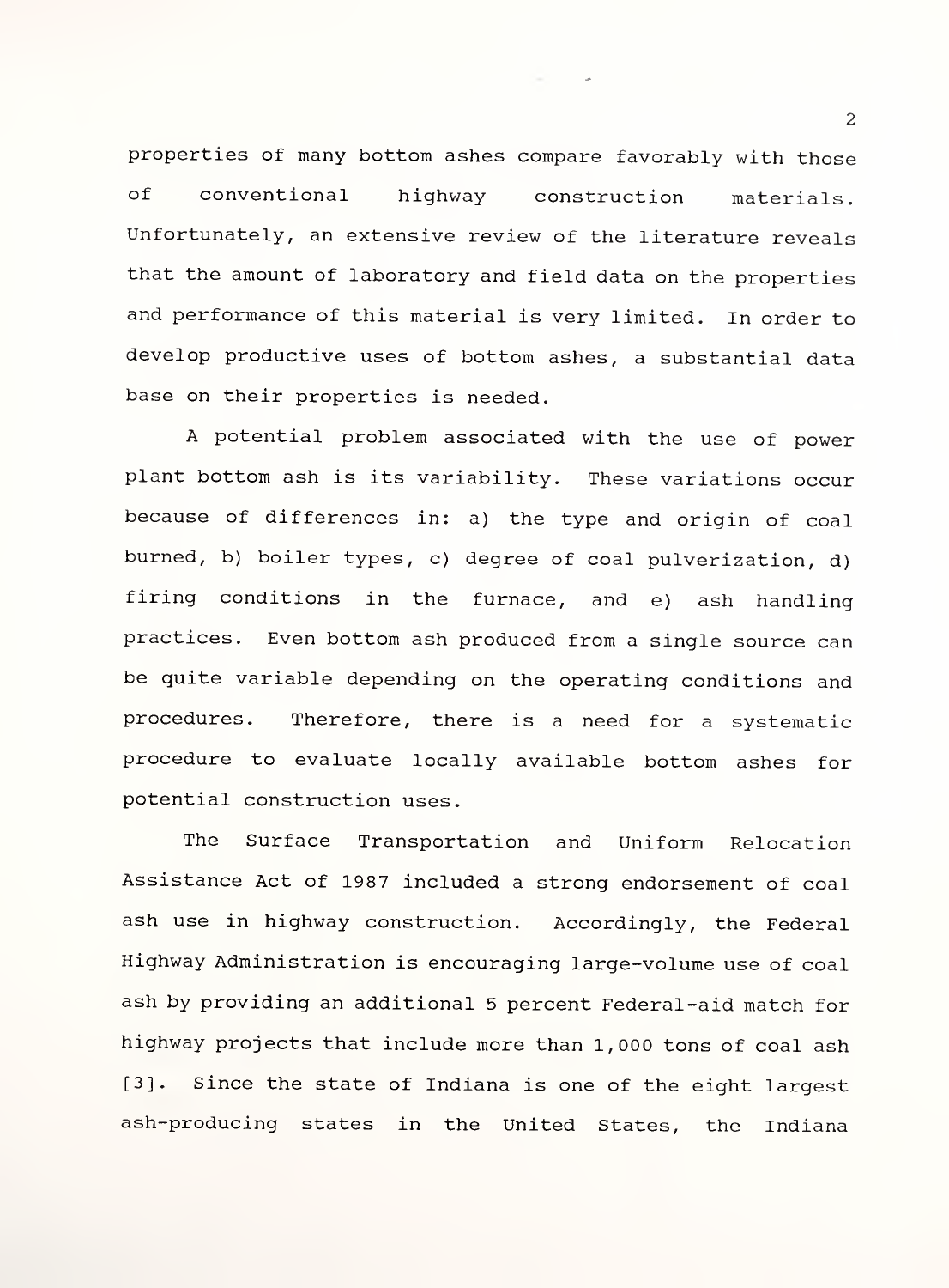properties of many bottom ashes compare favorably with those of conventional highway construction materials. Unfortunately, an extensive review of the literature reveals that the amount of laboratory and field data on the properties and performance of this material is very limited. In order to develop productive uses of bottom ashes, a substantial data base on their properties is needed.

A potential problem associated with the use of power plant bottom ash is its variability. These variations occur because of differences in: a) the type and origin of coal burned, b) boiler types, c) degree of coal pulverization, d) firing conditions in the furnace, and e) ash handling practices. Even bottom ash produced from a single source can be quite variable depending on the operating conditions and procedures. Therefore, there is a need for a systematic procedure to evaluate locally available bottom ashes for potential construction uses.

The Surface Transportation and Uniform Relocation Assistance Act of 1987 included a strong endorsement of coal ash use in highway construction. Accordingly, the Federal Highway Administration is encouraging large-volume use of coal ash by providing an additional 5 percent Federal-aid match for highway projects that include more than 1,000 tons of coal ash [3]. Since the state of Indiana is one of the eight largest ash-producing states in the United States, the Indiana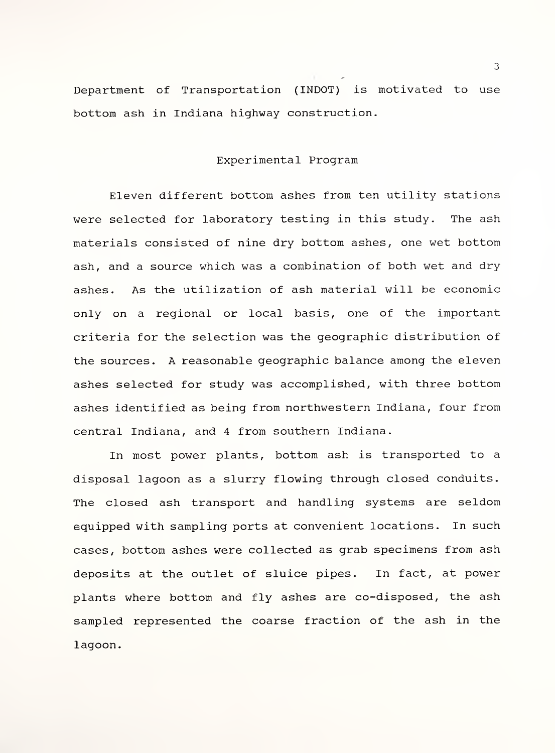Department of Transportation (INDOT) is motivated to use bottom ash in Indiana highway construction.

## Experimental Program

Eleven different bottom ashes from ten utility stations were selected for laboratory testing in this study. The ash materials consisted of nine dry bottom ashes, one wet bottom ash, and a source which was a combination of both wet and dry ashes. As the utilization of ash material will be economic only on a regional or local basis, one of the important criteria for the selection was the geographic distribution of the sources. A reasonable geographic balance among the eleven ashes selected for study was accomplished, with three bottom ashes identified as being from northwestern Indiana, four from central Indiana, and 4 from southern Indiana.

In most power plants, bottom ash is transported to a disposal lagoon as a slurry flowing through closed conduits. The closed ash transport and handling systems are seldom equipped with sampling ports at convenient locations. In such cases, bottom ashes were collected as grab specimens from ash deposits at the outlet of sluice pipes. In fact, at power plants where bottom and fly ashes are co-disposed, the ash sampled represented the coarse fraction of the ash in the lagoon.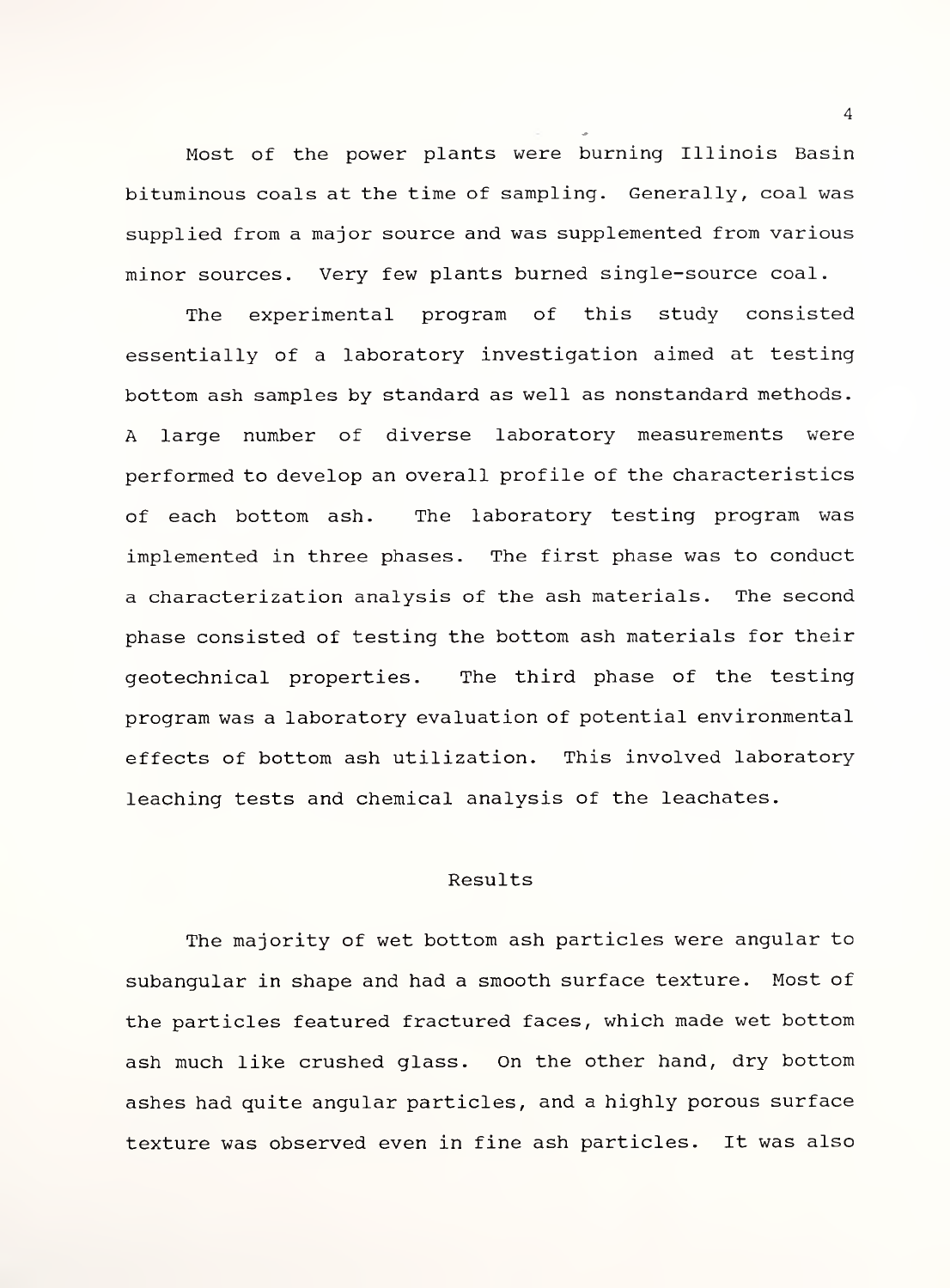Most of the power plants were burning Illinois Basin bituminous coals at the time of sampling. Generally, coal was supplied from a major source and was supplemented from various minor sources. Very few plants burned single-source coal.

The experimental program of this study consisted essentially of a laboratory investigation aimed at testing bottom ash samples by standard as well as nonstandard methods. A large number of diverse laboratory measurements were performed to develop an overall profile of the characteristics of each bottom ash. The laboratory testing program was implemented in three phases. The first phase was to conduct a characterization analysis of the ash materials. The second phase consisted of testing the bottom ash materials for their geotechnical properties. The third phase of the testing program was a laboratory evaluation of potential environmental effects of bottom ash utilization. This involved laboratory leaching tests and chemical analysis of the leachates.

## Results

The majority of wet bottom ash particles were angular to subangular in shape and had a smooth surface texture. Most of the particles featured fractured faces, which made wet bottom ash much like crushed glass. On the other hand, dry bottom ashes had quite angular particles, and a highly porous surface texture was observed even in fine ash particles. It was also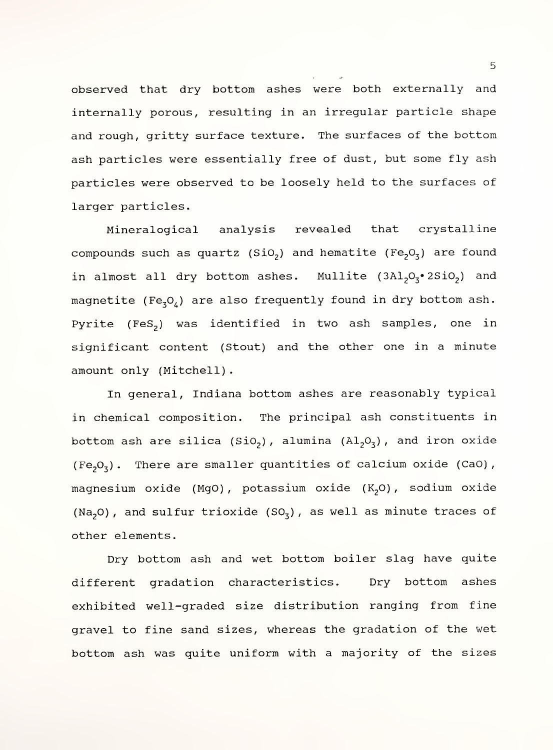observed that dry bottom ashes were both externally and internally porous, resulting in an irregular particle shape and rough, gritty surface texture. The surfaces of the bottom ash particles were essentially free of dust, but some fly ash particles were observed to be loosely held to the surfaces of larger particles.

Mineralogical analysis revealed that crystalline compounds such as quartz ($SiO_2$) and hematite ($Fe_2O_3$) are found in almost all dry bottom ashes. Mullite ($3Al_2O_3 \cdot 2SiO_2$) and magnetite ($Fe_3O_4$) are also frequently found in dry bottom ash. Pyrite ($FeS_2$) was identified in two ash samples, one in significant content (Stout) and the other one in a minute amount only (Mitchell).

In general, Indiana bottom ashes are reasonably typical in chemical composition. The principal ash constituents in bottom ash are silica ($SiO_2$), alumina ($Al_2O_3$), and iron oxide ($Fe_2O_3$). There are smaller quantities of calcium oxide ($CaO$), magnesium oxide ($MgO$), potassium oxide ($K_2O$), sodium oxide ($Na_2O$), and sulfur trioxide ($SO_3$), as well as minute traces of other elements.

Dry bottom ash and wet bottom boiler slag have quite different gradation characteristics. Dry bottom ashes exhibited well-graded size distribution ranging from fine gravel to fine sand sizes, whereas the gradation of the wet bottom ash was quite uniform with a majority of the sizes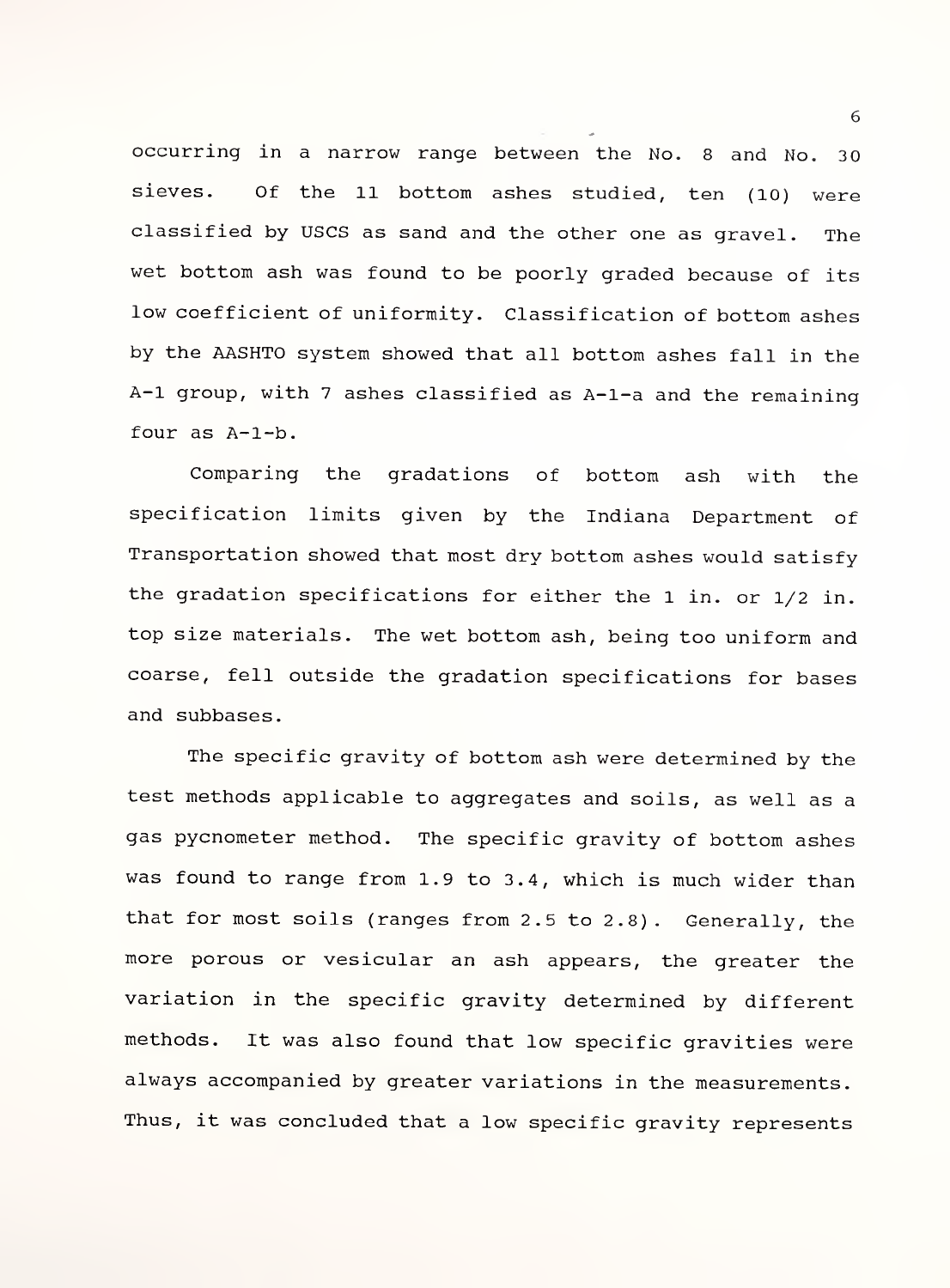occurring in a narrow range between the No. 8 and No. 30 sieves. Of the 11 bottom ashes studied, ten (10) were classified by USCS as sand and the other one as gravel. The wet bottom ash was found to be poorly graded because of its low coefficient of uniformity. Classification of bottom ashes by the AASHTO system showed that all bottom ashes fall in the A-1 group, with 7 ashes classified as A-1-a and the remaining four as A-1-b.

Comparing the gradations of bottom ash with the specification limits given by the Indiana Department of Transportation showed that most dry bottom ashes would satisfy the gradation specifications for either the 1 in. or 1/2 in. top size materials. The wet bottom ash, being too uniform and coarse, fell outside the gradation specifications for bases and subbases.

The specific gravity of bottom ash were determined by the test methods applicable to aggregates and soils, as well as a gas pycnometer method. The specific gravity of bottom ashes was found to range from 1.9 to 3.4, which is much wider than that for most soils (ranges from 2.5 to 2.8). Generally, the more porous or vesicular an ash appears, the greater the variation in the specific gravity determined by different methods. It was also found that low specific gravities were always accompanied by greater variations in the measurements. Thus, it was concluded that a low specific gravity represents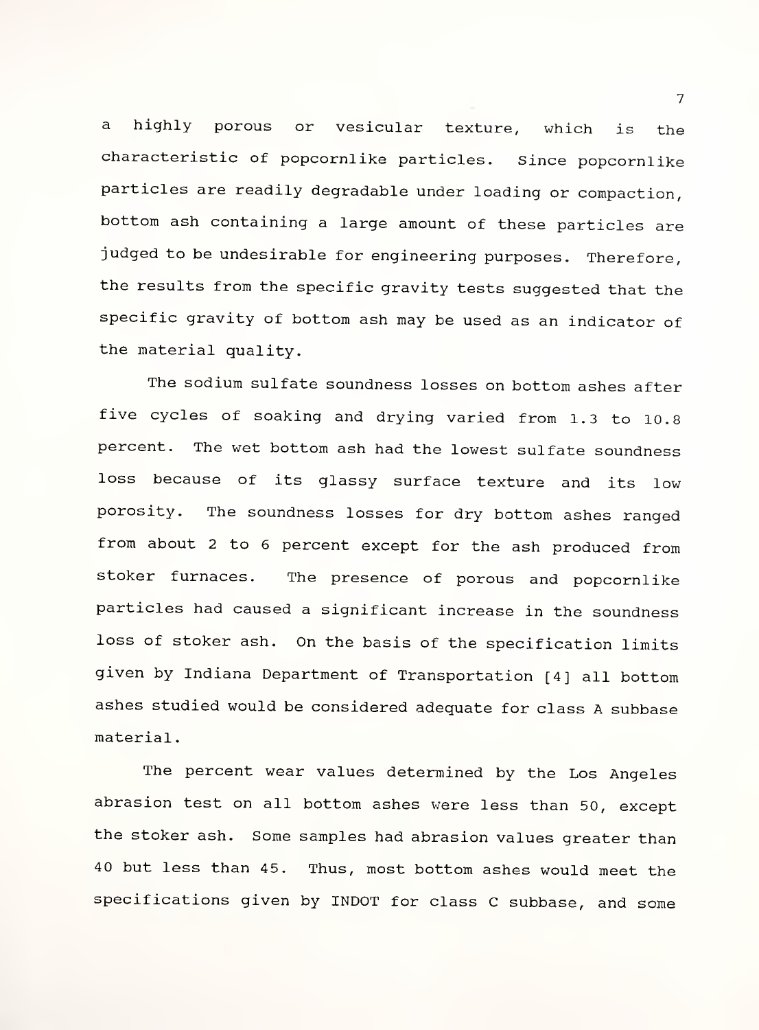a highly porous or vesicular texture, which is the characteristic of popcornlike particles. Since popcornlike particles are readily degradable under loading or compaction, bottom ash containing a large amount of these particles are judged to be undesirable for engineering purposes. Therefore, the results from the specific gravity tests suggested that the specific gravity of bottom ash may be used as an indicator of the material quality.

The sodium sulfate soundness losses on bottom ashes after five cycles of soaking and drying varied from 1.3 to 10.8 percent. The wet bottom ash had the lowest sulfate soundness loss because of its glassy surface texture and its low porosity. The soundness losses for dry bottom ashes ranged from about 2 to 6 percent except for the ash produced from stoker furnaces. The presence of porous and popcornlike particles had caused a significant increase in the soundness loss of stoker ash. On the basis of the specification limits given by Indiana Department of Transportation [4] all bottom ashes studied would be considered adequate for class A subbase material.

The percent wear values determined by the Los Angeles abrasion test on all bottom ashes were less than 50, except the stoker ash. Some samples had abrasion values greater than 40 but less than 45. Thus, most bottom ashes would meet the specifications given by INDOT for class C subbase, and some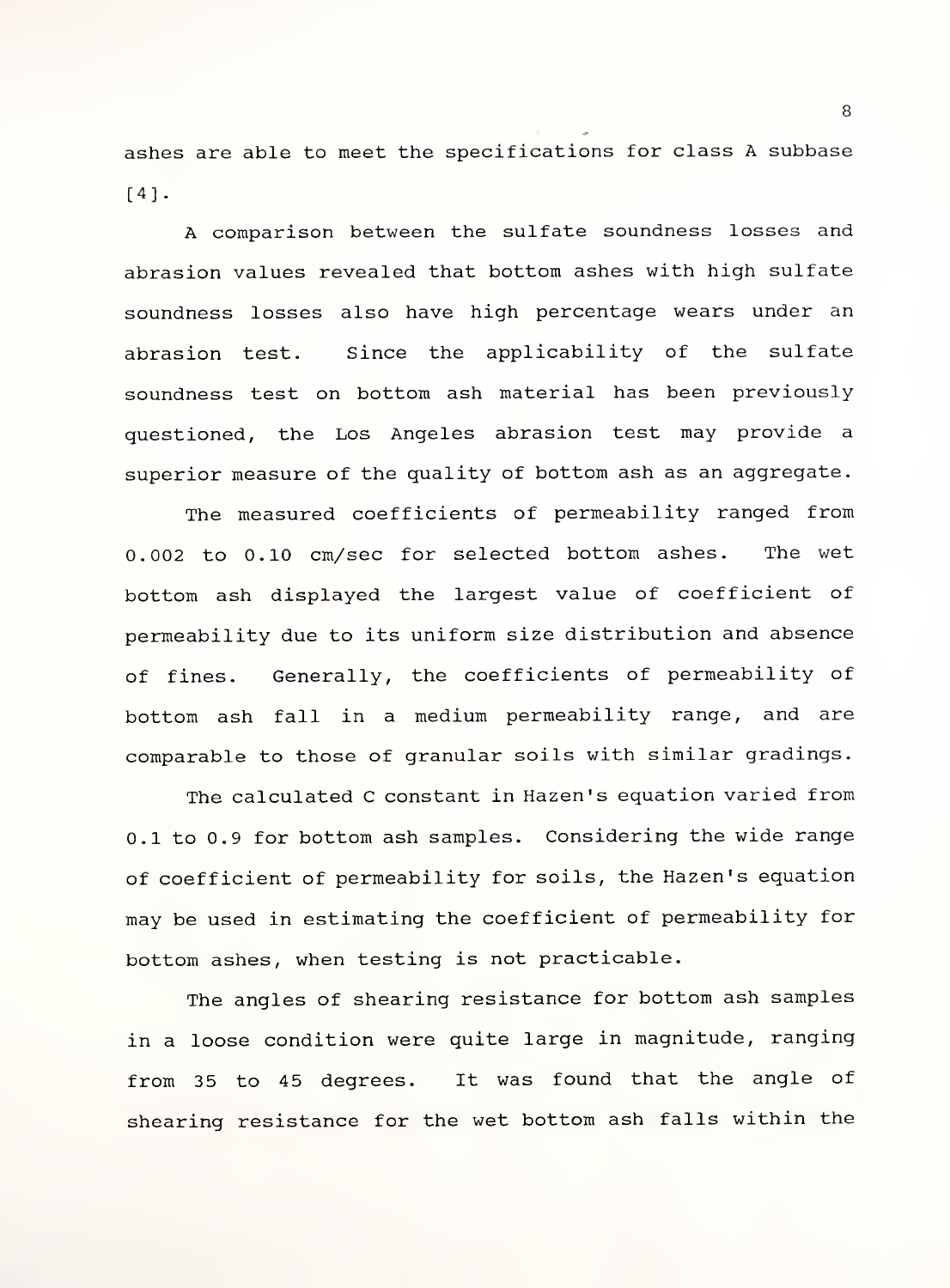ashes are able to meet the specifications for class A subbase [4].

A comparison between the sulfate soundness losses and abrasion values revealed that bottom ashes with high sulfate soundness losses also have high percentage wears under an abrasion test. Since the applicability of the sulfate soundness test on bottom ash material has been previously questioned, the Los Angeles abrasion test may provide a superior measure of the quality of bottom ash as an aggregate.

The measured coefficients of permeability ranged from 0.002 to 0.10 cm/sec for selected bottom ashes. The wet bottom ash displayed the largest value of coefficient of permeability due to its uniform size distribution and absence of fines. Generally, the coefficients of permeability of bottom ash fall in a medium permeability range, and are comparable to those of granular soils with similar gradings.

The calculated C constant in Hazen's equation varied from 0.1 to 0.9 for bottom ash samples. Considering the wide range of coefficient of permeability for soils, the Hazen's equation may be used in estimating the coefficient of permeability for bottom ashes, when testing is not practicable.

The angles of shearing resistance for bottom ash samples in a loose condition were quite large in magnitude, ranging from 35 to 45 degrees. It was found that the angle of shearing resistance for the wet bottom ash falls within the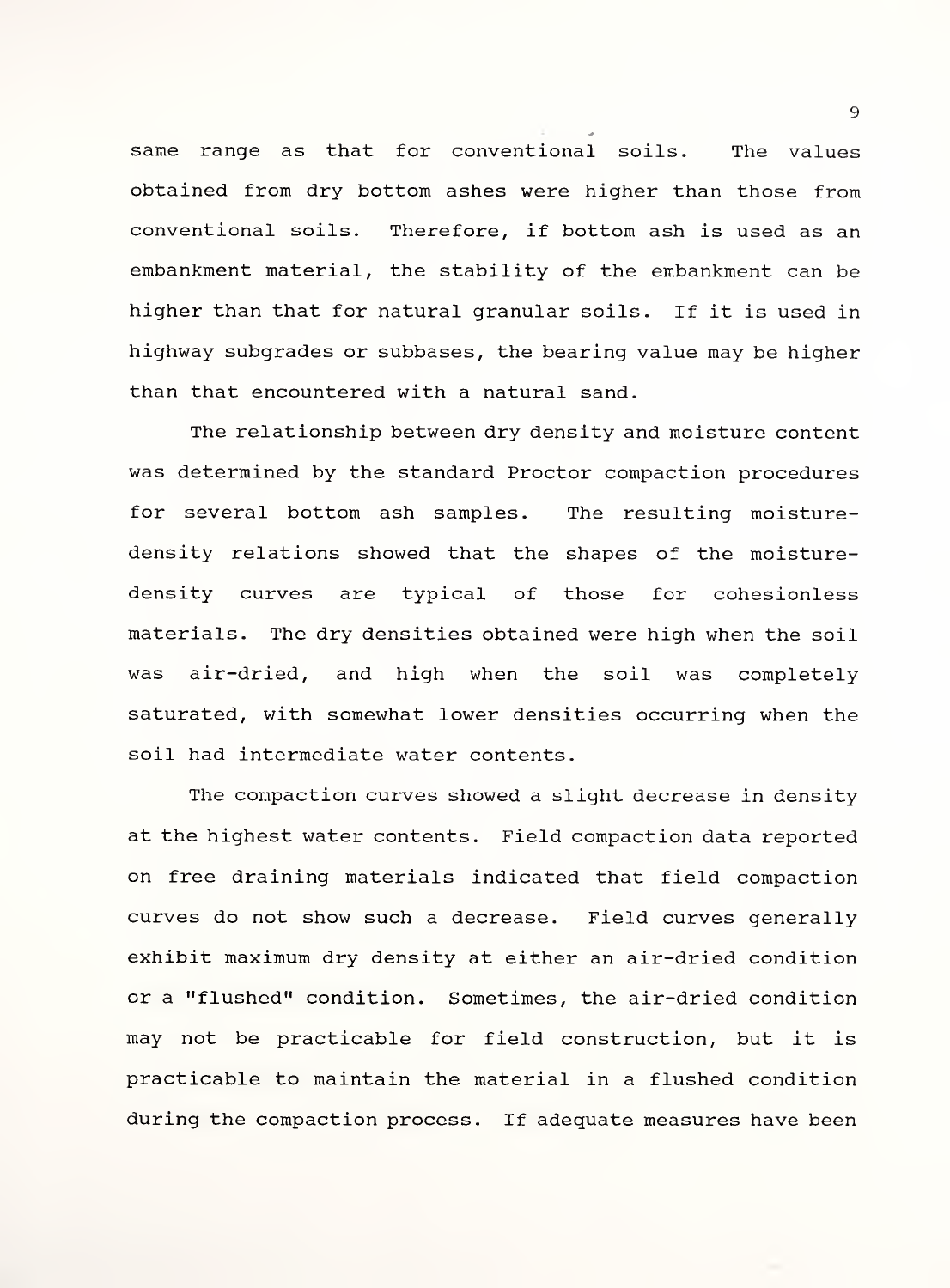same range as that for conventional soils. The values obtained from dry bottom ashes were higher than those from conventional soils. Therefore, if bottom ash is used as an embankment material, the stability of the embankment can be higher than that for natural granular soils. If it is used in highway subgrades or subbases, the bearing value may be higher than that encountered with a natural sand.

The relationship between dry density and moisture content was determined by the standard Proctor compaction procedures for several bottom ash samples. The resulting moisture-density relations showed that the shapes of the moisture-density curves are typical of those for cohesionless materials. The dry densities obtained were high when the soil was air-dried, and high when the soil was completely saturated, with somewhat lower densities occurring when the soil had intermediate water contents.

The compaction curves showed a slight decrease in density at the highest water contents. Field compaction data reported on free draining materials indicated that field compaction curves do not show such a decrease. Field curves generally exhibit maximum dry density at either an air-dried condition or a "flushed" condition. Sometimes, the air-dried condition may not be practicable for field construction, but it is practicable to maintain the material in a flushed condition during the compaction process. If adequate measures have been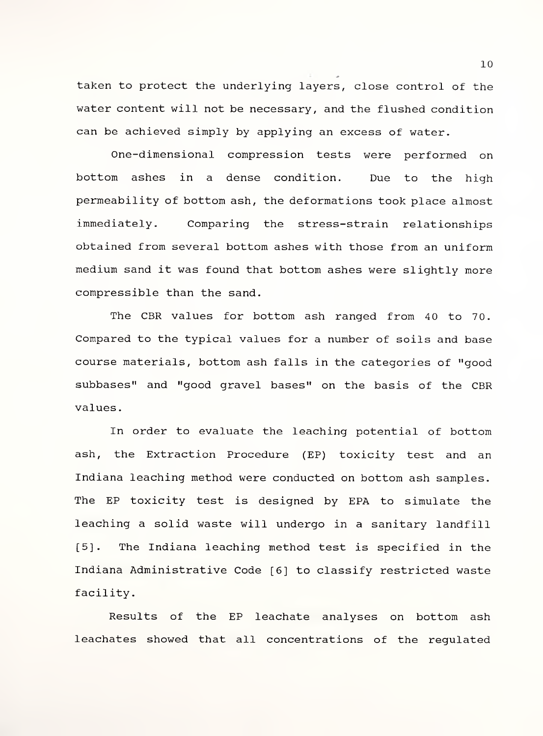taken to protect the underlying layers, close control of the water content will not be necessary, and the flushed condition can be achieved simply by applying an excess of water.

One-dimensional compression tests were performed on bottom ashes in a dense condition. Due to the high permeability of bottom ash, the deformations took place almost immediately. Comparing the stress-strain relationships obtained from several bottom ashes with those from an uniform medium sand it was found that bottom ashes were slightly more compressible than the sand.

The CBR values for bottom ash ranged from 40 to 70. Compared to the typical values for a number of soils and base course materials, bottom ash falls in the categories of "good subbases" and "good gravel bases" on the basis of the CBR values.

In order to evaluate the leaching potential of bottom ash, the Extraction Procedure (EP) toxicity test and an Indiana leaching method were conducted on bottom ash samples. The EP toxicity test is designed by EPA to simulate the leaching a solid waste will undergo in a sanitary landfill [5]. The Indiana leaching method test is specified in the Indiana Administrative Code [6] to classify restricted waste facility.

Results of the EP leachate analyses on bottom ash leachates showed that all concentrations of the regulated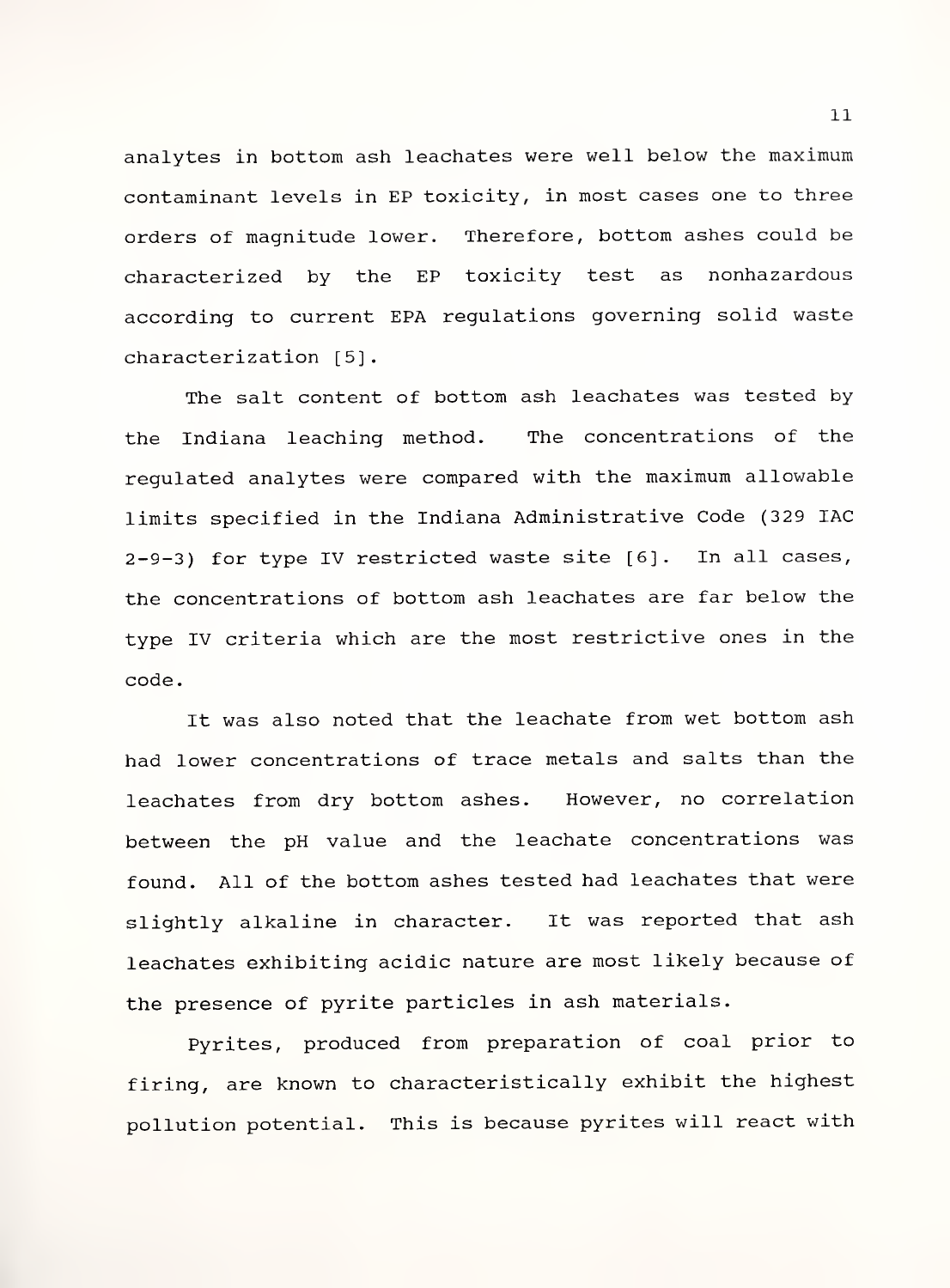analytes in bottom ash leachates were well below the maximum contaminant levels in EP toxicity, in most cases one to three orders of magnitude lower. Therefore, bottom ashes could be characterized by the EP toxicity test as nonhazardous according to current EPA regulations governing solid waste characterization [5].

The salt content of bottom ash leachates was tested by the Indiana leaching method. The concentrations of the regulated analytes were compared with the maximum allowable limits specified in the Indiana Administrative Code (329 IAC 2-9-3) for type IV restricted waste site [6]. In all cases, the concentrations of bottom ash leachates are far below the type IV criteria which are the most restrictive ones in the code.

It was also noted that the leachate from wet bottom ash had lower concentrations of trace metals and salts than the leachates from dry bottom ashes. However, no correlation between the pH value and the leachate concentrations was found. All of the bottom ashes tested had leachates that were slightly alkaline in character. It was reported that ash leachates exhibiting acidic nature are most likely because of the presence of pyrite particles in ash materials.

Pyrites, produced from preparation of coal prior to firing, are known to characteristically exhibit the highest pollution potential. This is because pyrites will react with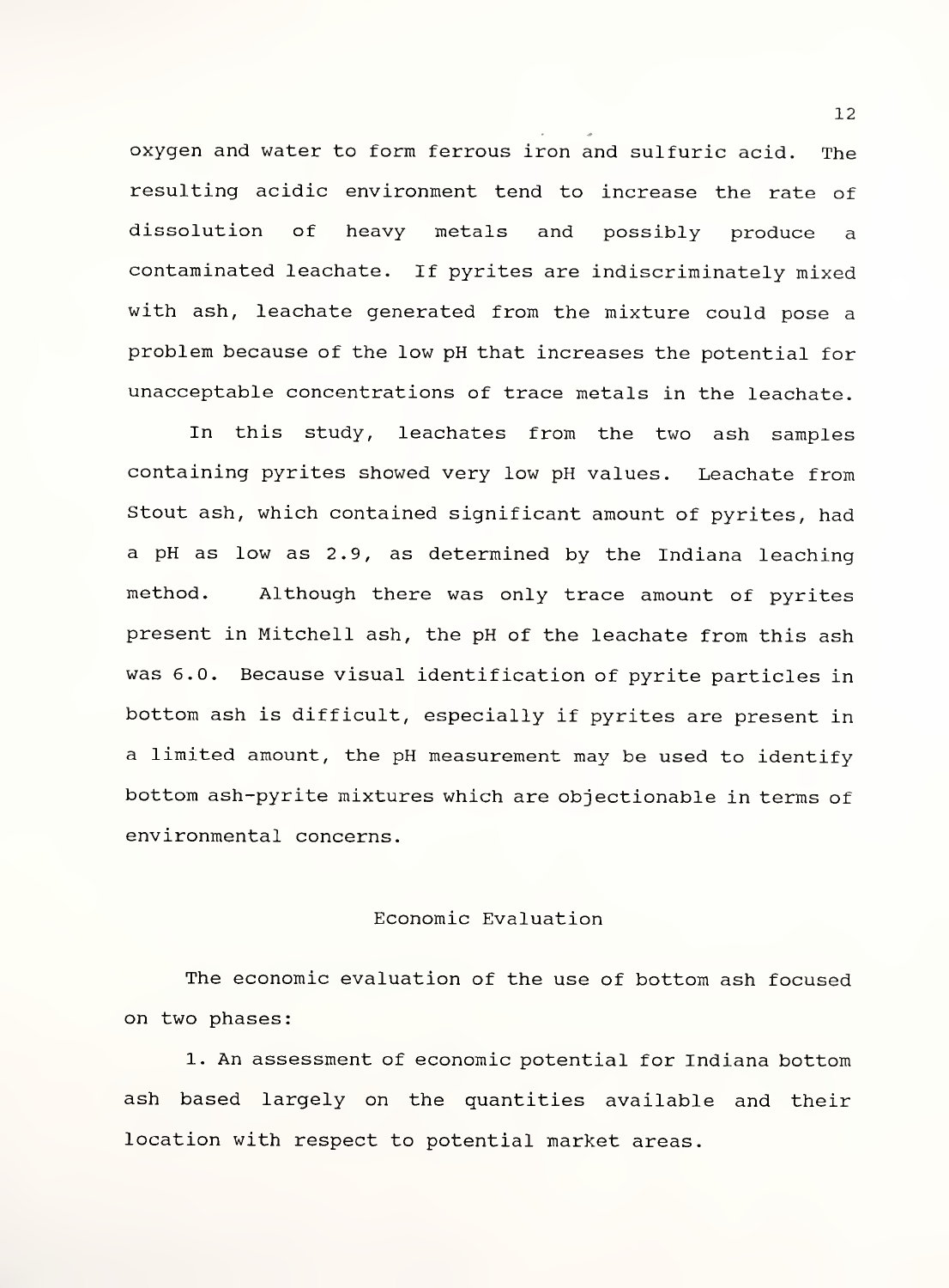oxygen and water to form ferrous iron and sulfuric acid. The resulting acidic environment tend to increase the rate of dissolution of heavy metals and possibly produce a contaminated leachate. If pyrites are indiscriminately mixed with ash, leachate generated from the mixture could pose a problem because of the low pH that increases the potential for unacceptable concentrations of trace metals in the leachate.

In this study, leachates from the two ash samples containing pyrites showed very low pH values. Leachate from Stout ash, which contained significant amount of pyrites, had a pH as low as 2.9, as determined by the Indiana leaching method. Although there was only trace amount of pyrites present in Mitchell ash, the pH of the leachate from this ash was 6.0. Because visual identification of pyrite particles in bottom ash is difficult, especially if pyrites are present in a limited amount, the pH measurement may be used to identify bottom ash-pyrite mixtures which are objectionable in terms of environmental concerns.

## Economic Evaluation

The economic evaluation of the use of bottom ash focused on two phases:

1. An assessment of economic potential for Indiana bottom ash based largely on the quantities available and their location with respect to potential market areas.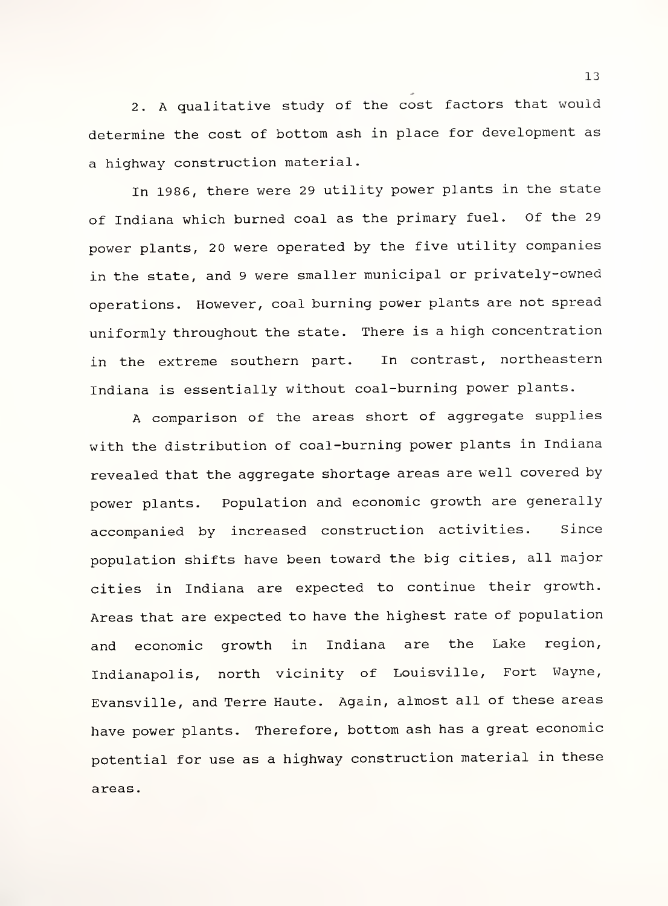2. A qualitative study of the cost factors that would determine the cost of bottom ash in place for development as a highway construction material.

In 1986, there were 29 utility power plants in the state of Indiana which burned coal as the primary fuel. Of the 29 power plants, 20 were operated by the five utility companies in the state, and 9 were smaller municipal or privately-owned operations. However, coal burning power plants are not spread uniformly throughout the state. There is a high concentration in the extreme southern part. In contrast, northeastern Indiana is essentially without coal-burning power plants.

A comparison of the areas short of aggregate supplies with the distribution of coal-burning power plants in Indiana revealed that the aggregate shortage areas are well covered by power plants. Population and economic growth are generally accompanied by increased construction activities. Since population shifts have been toward the big cities, all major cities in Indiana are expected to continue their growth. Areas that are expected to have the highest rate of population and economic growth in Indiana are the Lake region, Indianapolis, north vicinity of Louisville, Fort Wayne, Evansville, and Terre Haute. Again, almost all of these areas have power plants. Therefore, bottom ash has a great economic potential for use as a highway construction material in these areas.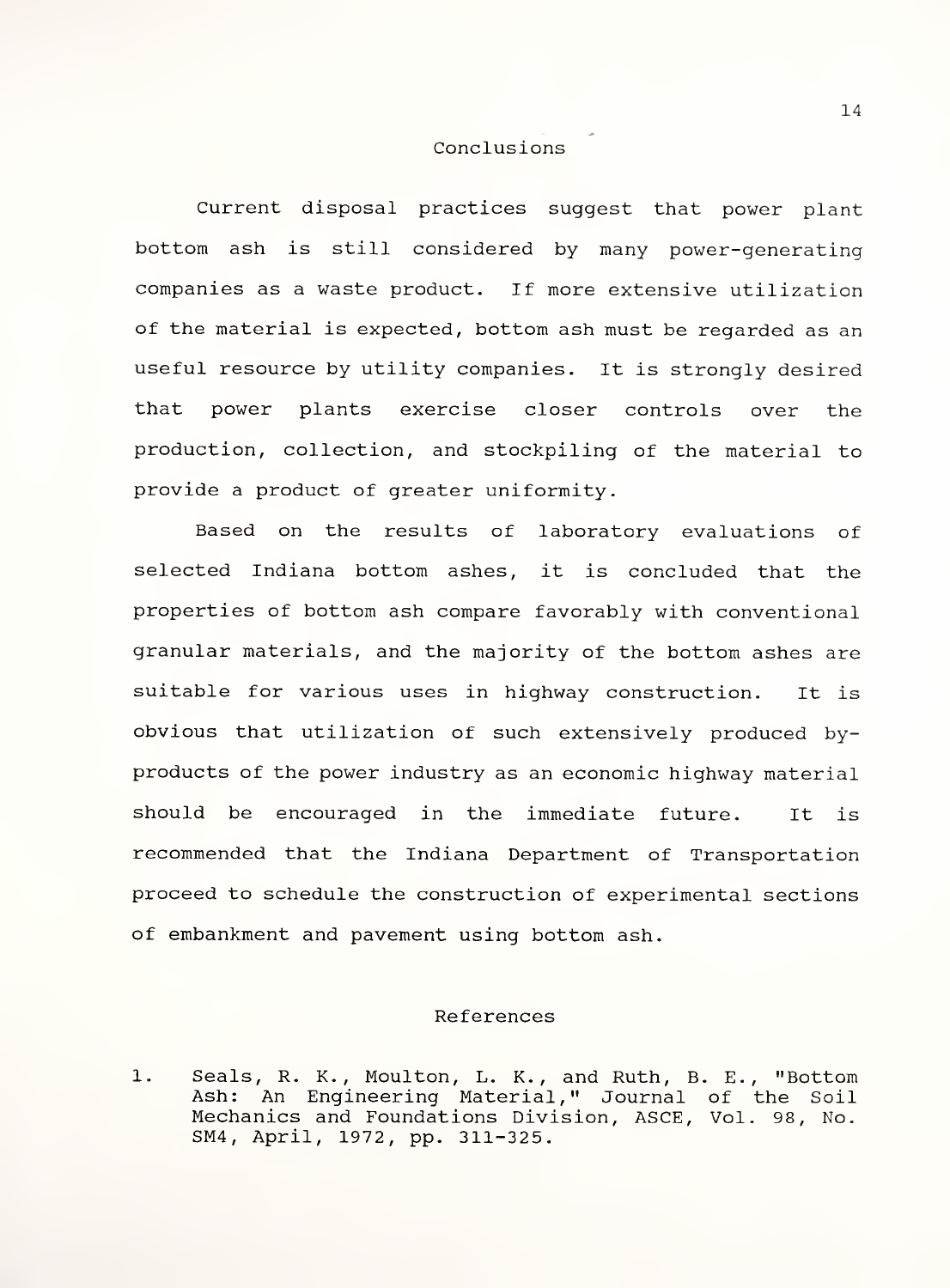## Conclusions

Current disposal practices suggest that power plant bottom ash is still considered by many power-generating companies as a waste product. If more extensive utilization of the material is expected, bottom ash must be regarded as an useful resource by utility companies. It is strongly desired that power plants exercise closer controls over the production, collection, and stockpiling of the material to provide a product of greater uniformity.

Based on the results of laboratory evaluations of selected Indiana bottom ashes, it is concluded that the properties of bottom ash compare favorably with conventional granular materials, and the majority of the bottom ashes are suitable for various uses in highway construction. It is obvious that utilization of such extensively produced by-products of the power industry as an economic highway material should be encouraged in the immediate future. It is recommended that the Indiana Department of Transportation proceed to schedule the construction of experimental sections of embankment and pavement using bottom ash.

## References

1. Seals, R. K., Moulton, L. K., and Ruth, B. E., "Bottom Ash: An Engineering Material," Journal of the Soil Mechanics and Foundations Division, ASCE, Vol. 98, No. SM4, April, 1972, pp. 311-325.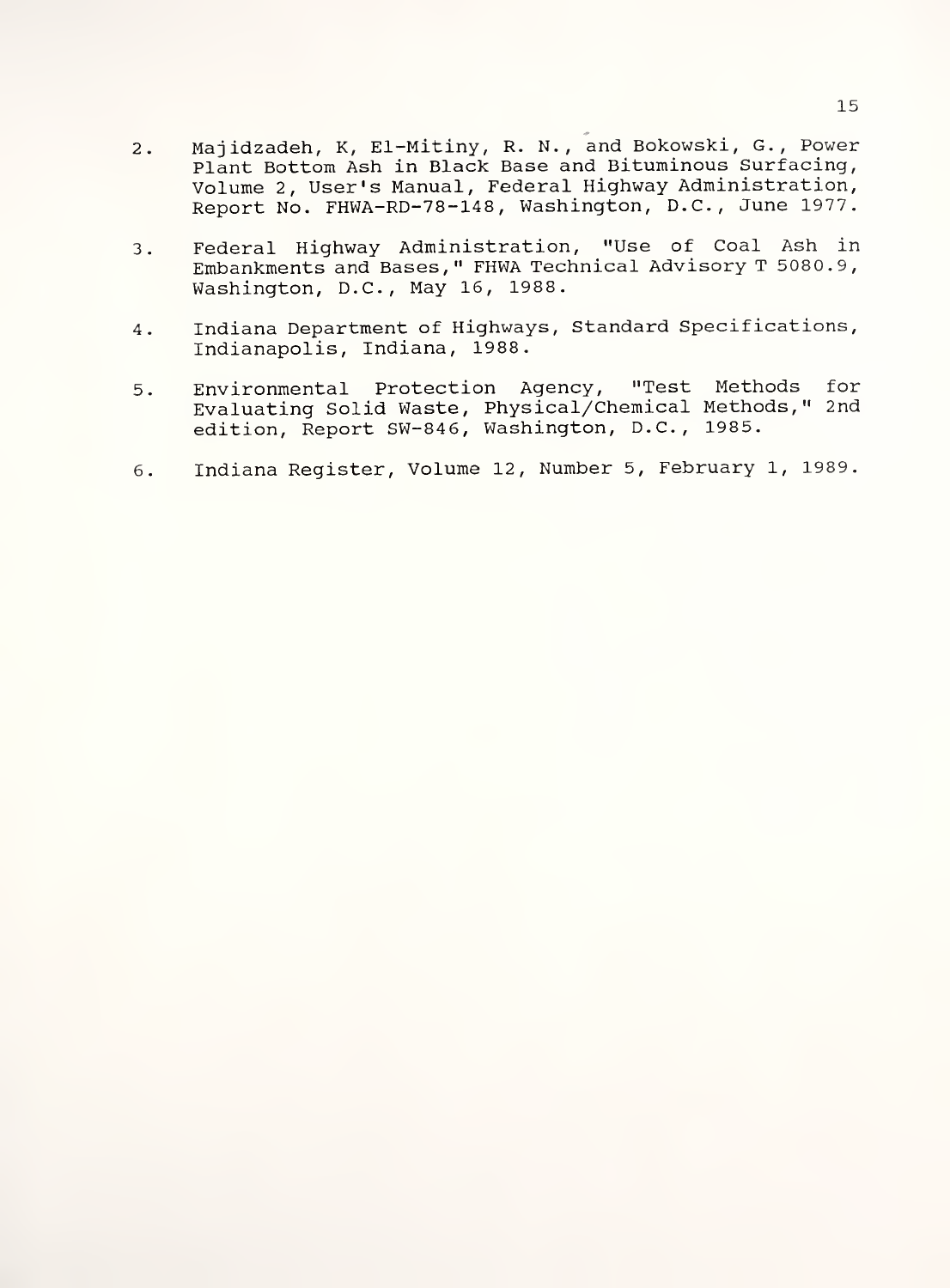2. Majidzadeh, K, El-Mitiny, R. N., and Bokowski, G., Power Plant Bottom Ash in Black Base and Bituminous Surfacing, Volume 2, User's Manual, Federal Highway Administration, Report No. FHWA-RD-78-148, Washington, D.C., June 1977.

3. Federal Highway Administration, "Use of Coal Ash in Embankments and Bases," FHWA Technical Advisory T 5080.9, Washington, D.C., May 16, 1988.

4. Indiana Department of Highways, Standard Specifications, Indianapolis, Indiana, 1988.

5. Environmental Protection Agency, "Test Methods for Evaluating Solid Waste, Physical/Chemical Methods," 2nd edition, Report SW-846, Washington, D.C., 1985.

6. Indiana Register, Volume 12, Number 5, February 1, 1989.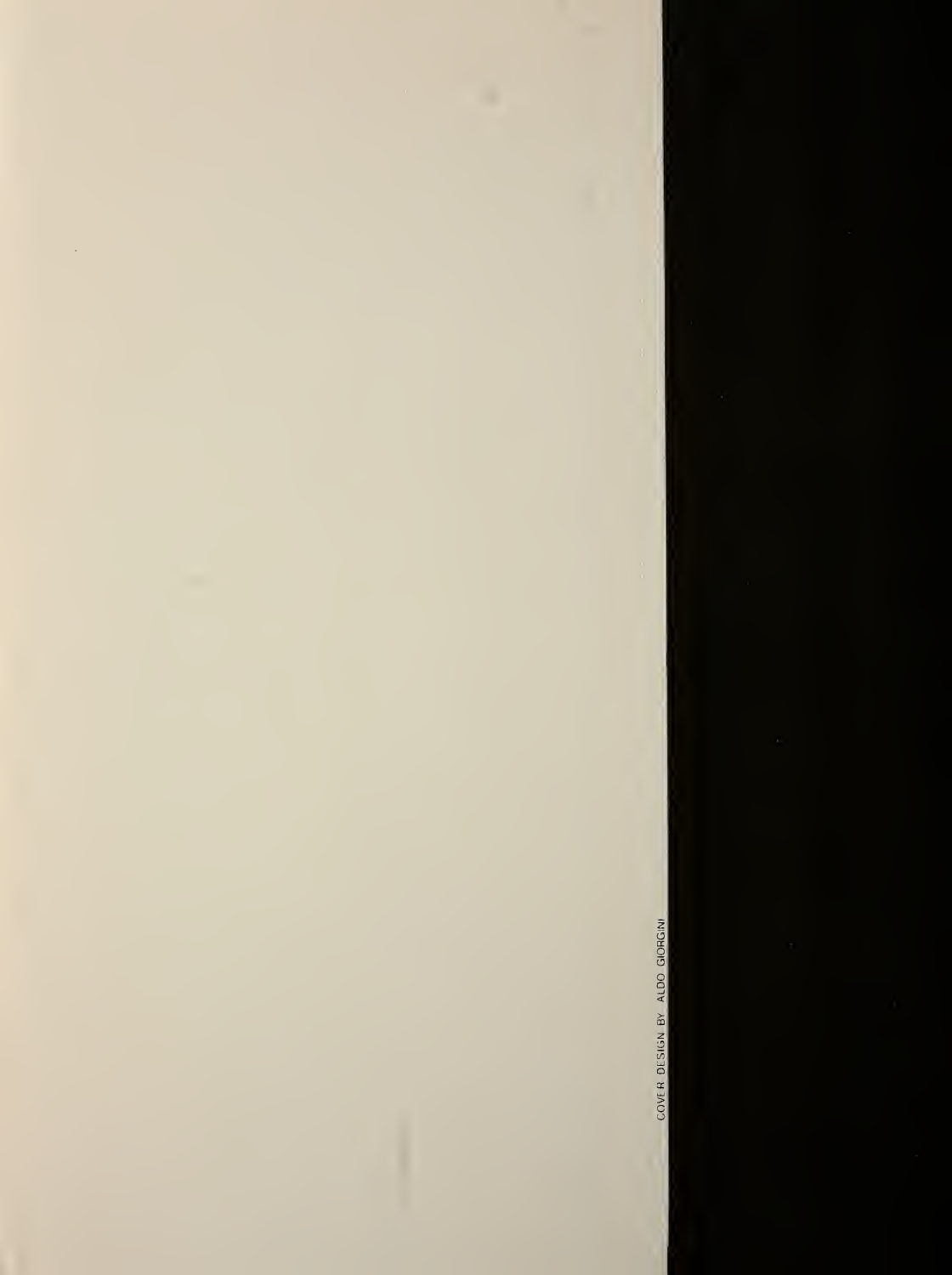COVER DESIGN BY ALDO GIORGINI